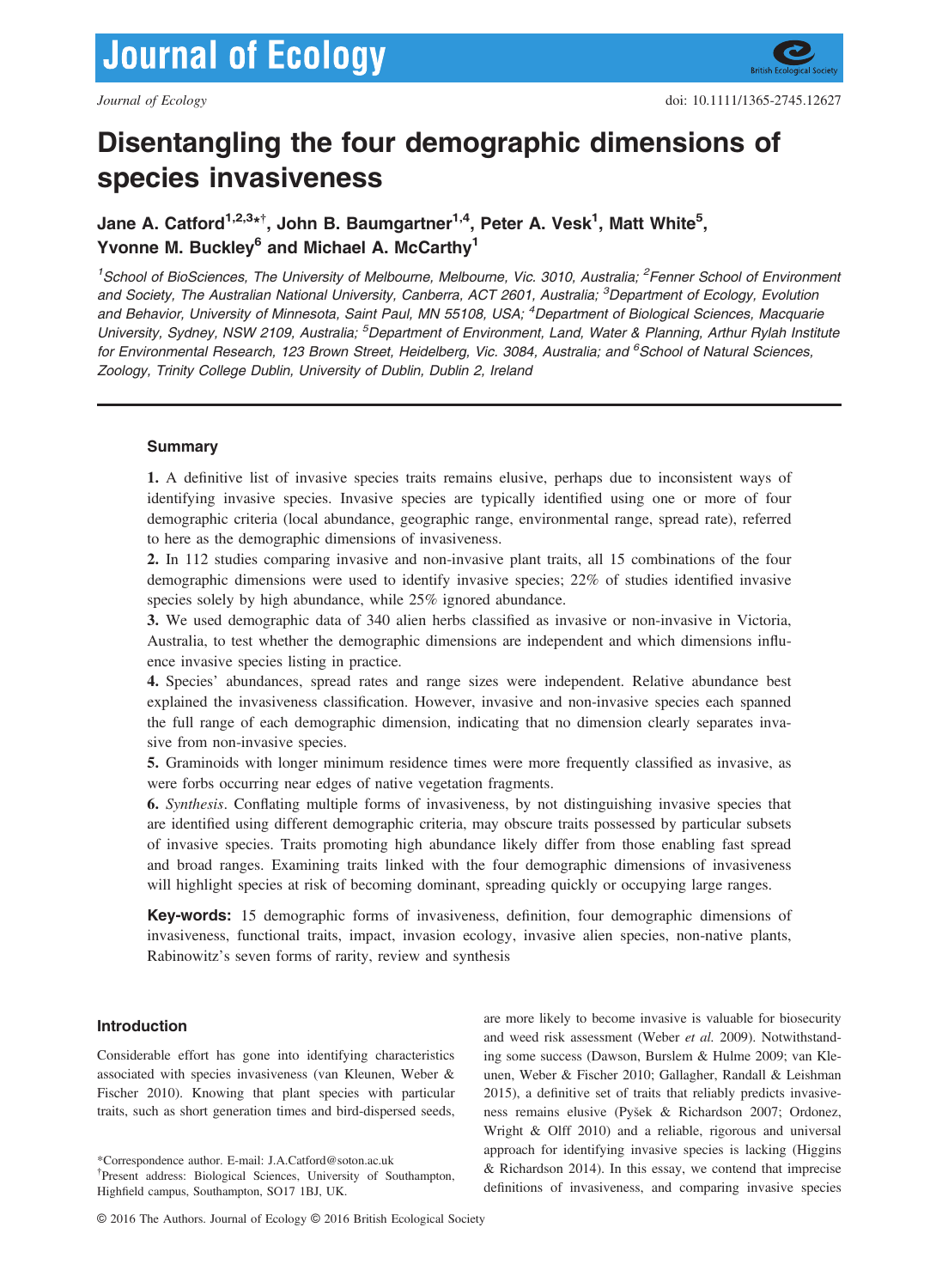# Disentangling the four demographic dimensions of species invasiveness

**Jane A. Catford[1,2,3*†], John B. Baumgartner[1,4], Peter A. Vesk[1], Matt White[5], Yvonne M. Buckley[6] and Michael A. McCarthy[1]**

[1]*School of BioSciences, The University of Melbourne, Melbourne, Vic. 3010, Australia;* [2]*Fenner School of Environment and Society, The Australian National University, Canberra, ACT 2601, Australia;* [3]*Department of Ecology, Evolution and Behavior, University of Minnesota, Saint Paul, MN 55108, USA;* [4]*Department of Biological Sciences, Macquarie University, Sydney, NSW 2109, Australia;* [5]*Department of Environment, Land, Water & Planning, Arthur Rylah Institute for Environmental Research, 123 Brown Street, Heidelberg, Vic. 3084, Australia; and* [6]*School of Natural Sciences, Zoology, Trinity College Dublin, University of Dublin, Dublin 2, Ireland*

## Summary

**1.** A definitive list of invasive species traits remains elusive, perhaps due to inconsistent ways of identifying invasive species. Invasive species are typically identified using one or more of four demographic criteria (local abundance, geographic range, environmental range, spread rate), referred to here as the demographic dimensions of invasiveness.

**2.** In 112 studies comparing invasive and non-invasive plant traits, all 15 combinations of the four demographic dimensions were used to identify invasive species; 22% of studies identified invasive species solely by high abundance, while 25% ignored abundance.

**3.** We used demographic data of 340 alien herbs classified as invasive or non-invasive in Victoria, Australia, to test whether the demographic dimensions are independent and which dimensions influence invasive species listing in practice.

**4.** Species' abundances, spread rates and range sizes were independent. Relative abundance best explained the invasiveness classification. However, invasive and non-invasive species each spanned the full range of each demographic dimension, indicating that no dimension clearly separates invasive from non-invasive species.

**5.** Graminoids with longer minimum residence times were more frequently classified as invasive, as were forbs occurring near edges of native vegetation fragments.

**6.** *Synthesis*. Conflating multiple forms of invasiveness, by not distinguishing invasive species that are identified using different demographic criteria, may obscure traits possessed by particular subsets of invasive species. Traits promoting high abundance likely differ from those enabling fast spread and broad ranges. Examining traits linked with the four demographic dimensions of invasiveness will highlight species at risk of becoming dominant, spreading quickly or occupying large ranges.

**Key-words:** 15 demographic forms of invasiveness, definition, four demographic dimensions of invasiveness, functional traits, impact, invasion ecology, invasive alien species, non-native plants, Rabinowitz's seven forms of rarity, review and synthesis

## Introduction

Considerable effort has gone into identifying characteristics associated with species invasiveness (van Kleunen, Weber & Fischer 2010). Knowing that plant species with particular traits, such as short generation times and bird-dispersed seeds, are more likely to become invasive is valuable for biosecurity and weed risk assessment (Weber *et al.* 2009). Notwithstanding some success (Dawson, Burslem & Hulme 2009; van Kleunen, Weber & Fischer 2010; Gallagher, Randall & Leishman 2015), a definitive set of traits that reliably predicts invasiveness remains elusive (Pyšek & Richardson 2007; Ordonez, Wright & Olff 2010) and a reliable, rigorous and universal approach for identifying invasive species is lacking (Higgins & Richardson 2014). In this essay, we contend that imprecise definitions of invasiveness, and comparing invasive species

*Correspondence author. E-mail: J.A.Catford@soton.ac.uk

†Present address: Biological Sciences, University of Southampton, Highfield campus, Southampton, SO17 1BJ, UK.

© 2016 The Authors. Journal of Ecology © 2016 British Ecological Society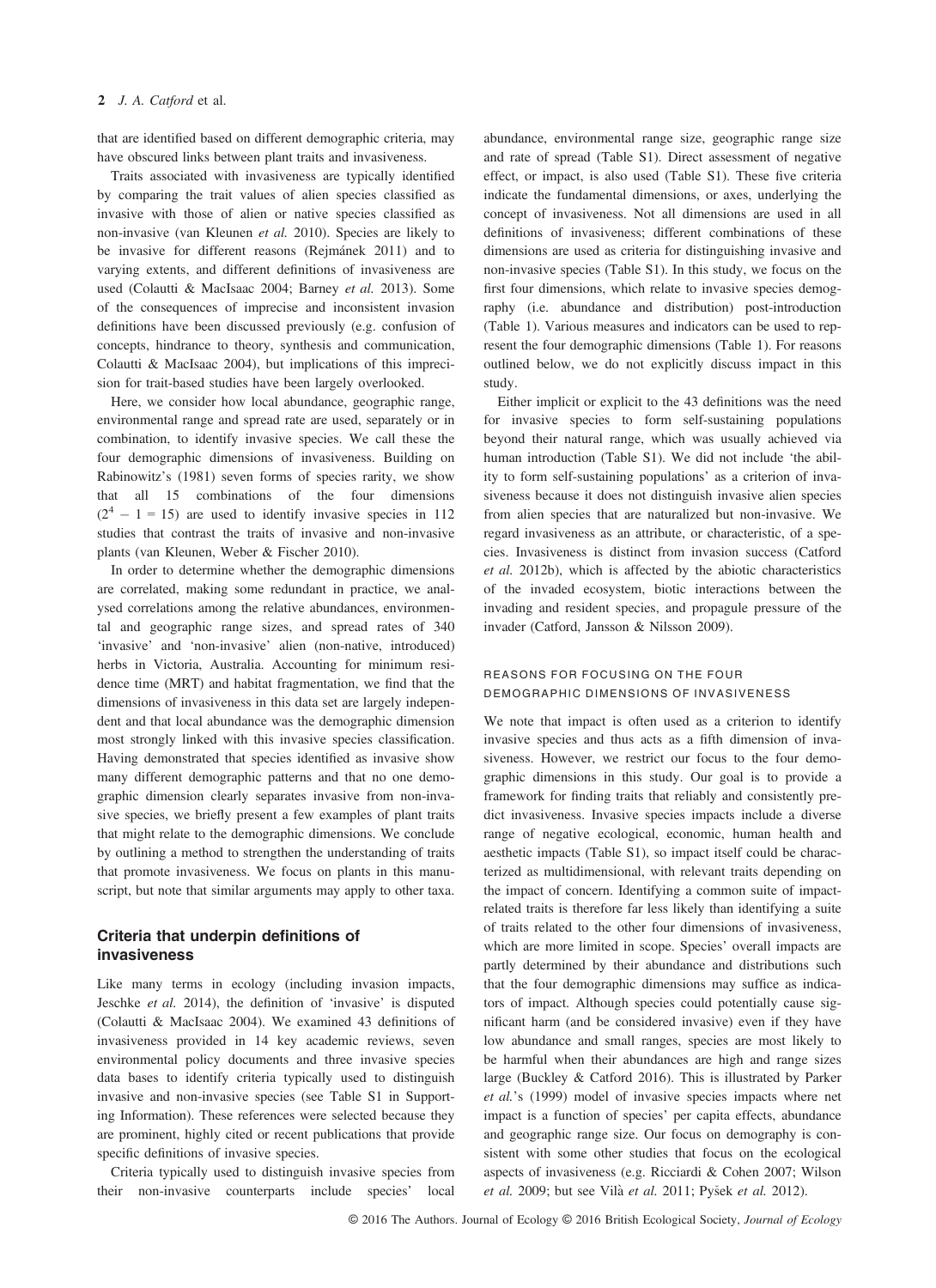that are identified based on different demographic criteria, may have obscured links between plant traits and invasiveness.

Traits associated with invasiveness are typically identified by comparing the trait values of alien species classified as invasive with those of alien or native species classified as non-invasive (van Kleunen *et al.* 2010). Species are likely to be invasive for different reasons (Rejmánek 2011) and to varying extents, and different definitions of invasiveness are used (Colautti & MacIsaac 2004; Barney *et al.* 2013). Some of the consequences of imprecise and inconsistent invasion definitions have been discussed previously (e.g. confusion of concepts, hindrance to theory, synthesis and communication, Colautti & MacIsaac 2004), but implications of this imprecision for trait-based studies have been largely overlooked.

Here, we consider how local abundance, geographic range, environmental range and spread rate are used, separately or in combination, to identify invasive species. We call these the four demographic dimensions of invasiveness. Building on Rabinowitz's (1981) seven forms of species rarity, we show that all 15 combinations of the four dimensions ($2^4 - 1 = 15$) are used to identify invasive species in 112 studies that contrast the traits of invasive and non-invasive plants (van Kleunen, Weber & Fischer 2010).

In order to determine whether the demographic dimensions are correlated, making some redundant in practice, we analysed correlations among the relative abundances, environmental and geographic range sizes, and spread rates of 340 'invasive' and 'non-invasive' alien (non-native, introduced) herbs in Victoria, Australia. Accounting for minimum residence time (MRT) and habitat fragmentation, we find that the dimensions of invasiveness in this data set are largely independent and that local abundance was the demographic dimension most strongly linked with this invasive species classification. Having demonstrated that species identified as invasive show many different demographic patterns and that no one demographic dimension clearly separates invasive from non-invasive species, we briefly present a few examples of plant traits that might relate to the demographic dimensions. We conclude by outlining a method to strengthen the understanding of traits that promote invasiveness. We focus on plants in this manuscript, but note that similar arguments may apply to other taxa.

## Criteria that underpin definitions of invasiveness

Like many terms in ecology (including invasion impacts, Jeschke *et al.* 2014), the definition of 'invasive' is disputed (Colautti & MacIsaac 2004). We examined 43 definitions of invasiveness provided in 14 key academic reviews, seven environmental policy documents and three invasive species data bases to identify criteria typically used to distinguish invasive and non-invasive species (see Table S1 in Supporting Information). These references were selected because they are prominent, highly cited or recent publications that provide specific definitions of invasive species.

Criteria typically used to distinguish invasive species from their non-invasive counterparts include species' local abundance, environmental range size, geographic range size and rate of spread (Table S1). Direct assessment of negative effect, or impact, is also used (Table S1). These five criteria indicate the fundamental dimensions, or axes, underlying the concept of invasiveness. Not all dimensions are used in all definitions of invasiveness; different combinations of these dimensions are used as criteria for distinguishing invasive and non-invasive species (Table S1). In this study, we focus on the first four dimensions, which relate to invasive species demography (i.e. abundance and distribution) post-introduction (Table 1). Various measures and indicators can be used to represent the four demographic dimensions (Table 1). For reasons outlined below, we do not explicitly discuss impact in this study.

Either implicit or explicit to the 43 definitions was the need for invasive species to form self-sustaining populations beyond their natural range, which was usually achieved via human introduction (Table S1). We did not include 'the ability to form self-sustaining populations' as a criterion of invasiveness because it does not distinguish invasive alien species from alien species that are naturalized but non-invasive. We regard invasiveness as an attribute, or characteristic, of a species. Invasiveness is distinct from invasion success (Catford *et al.* 2012b), which is affected by the abiotic characteristics of the invaded ecosystem, biotic interactions between the invading and resident species, and propagule pressure of the invader (Catford, Jansson & Nilsson 2009).

### REASONS FOR FOCUSING ON THE FOUR DEMOGRAPHIC DIMENSIONS OF INVASIVENESS

We note that impact is often used as a criterion to identify invasive species and thus acts as a fifth dimension of invasiveness. However, we restrict our focus to the four demographic dimensions in this study. Our goal is to provide a framework for finding traits that reliably and consistently predict invasiveness. Invasive species impacts include a diverse range of negative ecological, economic, human health and aesthetic impacts (Table S1), so impact itself could be characterized as multidimensional, with relevant traits depending on the impact of concern. Identifying a common suite of impact-related traits is therefore far less likely than identifying a suite of traits related to the other four dimensions of invasiveness, which are more limited in scope. Species' overall impacts are partly determined by their abundance and distributions such that the four demographic dimensions may suffice as indicators of impact. Although species could potentially cause significant harm (and be considered invasive) even if they have low abundance and small ranges, species are most likely to be harmful when their abundances are high and range sizes large (Buckley & Catford 2016). This is illustrated by Parker *et al.*'s (1999) model of invasive species impacts where net impact is a function of species' per capita effects, abundance and geographic range size. Our focus on demography is consistent with some other studies that focus on the ecological aspects of invasiveness (e.g. Ricciardi & Cohen 2007; Wilson *et al.* 2009; but see Vilà *et al.* 2011; Pyšek *et al.* 2012).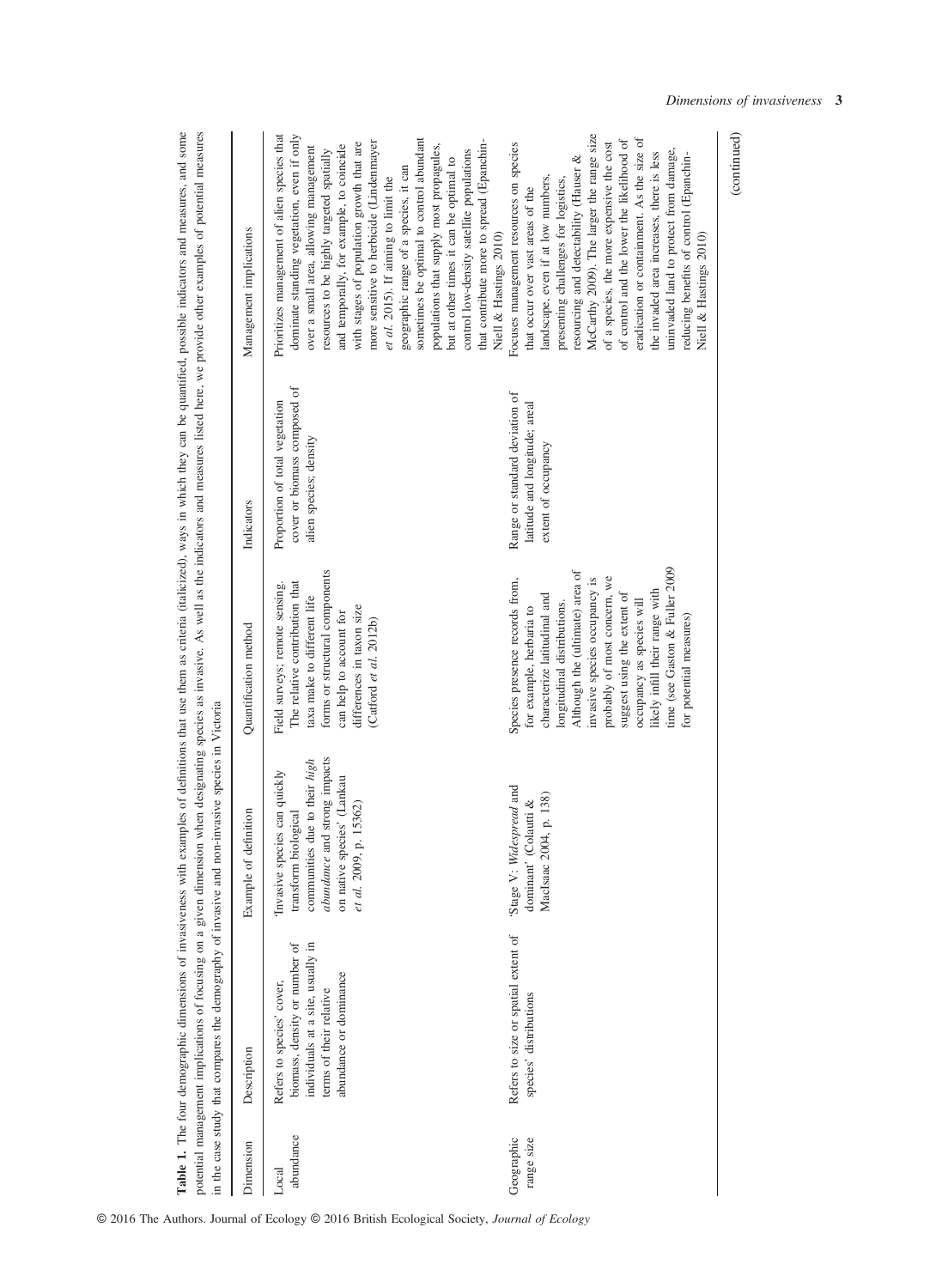**Table 1.** The four demographic dimensions of invasiveness with examples of definitions that use them as criteria (italicized), ways in which they can be quantified, possible indicators and measures, and some potential management implications of focusing on a given dimension when designating species as invasive. As well as the indicators and measures listed here, we provide other examples of potential measures in the case study that compares the demography of invasive and non-invasive species in Victoria

| Dimension | Description | Example of definition | Quantification method | Indicators | Management implications |
|---|---|---|---|---|---|
| Local abundance | Refers to species' cover, biomass, density or number of individuals at a site, usually in terms of their relative abundance or dominance | 'Invasive species can quickly transform biological communities due to their *high abundance* and strong impacts on native species' (Lankau *et al.* 2009, p. 15362) | Field surveys; remote sensing. The relative contribution that taxa make to different life forms or structural components can help to account for differences in taxon size (Catford *et al.* 2012b) | Proportion of total vegetation cover or biomass composed of alien species; density | Prioritizes management of alien species that dominate standing vegetation, even if only over a small area, allowing management resources to be highly targeted spatially and temporally, for example, to coincide with stages of population growth that are more sensitive to herbicide (Lindenmayer *et al.* 2015). If aiming to limit the geographic range of a species, it can sometimes be optimal to control abundant populations that supply most propagules, but at other times it can be optimal to control low-density satellite populations that contribute more to spread (Epanchin-Niell & Hastings 2010) |
| Geographic range size | Refers to size or spatial extent of species' distributions | 'Stage V: *Widespread* and dominant' (Colautti & MacIsaac 2004, p. 138) | Species presence records from, for example, herbaria to characterize latitudinal and longitudinal distributions. Although the (ultimate) area of invasive species occupancy is probably of most concern, we suggest using the extent of occupancy as species will likely infill their range with time (see Gaston & Fuller 2009 for potential measures) | Range or standard deviation of latitude and longitude; areal extent of occupancy | Focuses management resources on species that occur over vast areas of the landscape, even if at low numbers, presenting challenges for logistics, resourcing and detectability (Hauser & McCarthy 2009). The larger the range size of a species, the more expensive the cost of control and the lower the likelihood of eradication or containment. As the size of the invaded area increases, there is less uninvaded land to protect from damage, reducing benefits of control (Epanchin-Niell & Hastings 2010) |

(continued)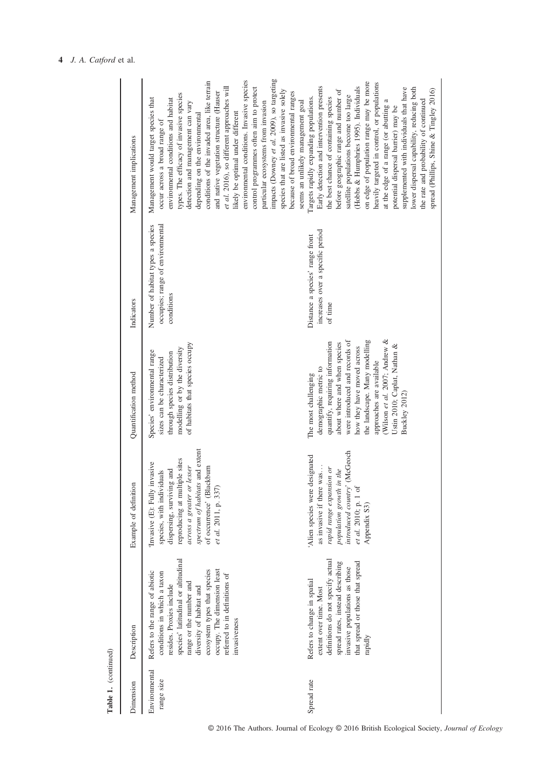**Table 1.** (continued)

| Dimension | Description | Example of definition | Quantification method | Indicators | Management implications |
|---|---|---|---|---|---|
| Environmental range size | Refers to the range of abiotic conditions in which a taxon resides. Proxies include species' latitudinal or altitudinal range or the number and diversity of habitat and ecosystem types that species occupy. The dimension least referred to in definitions of invasiveness | 'Invasive (E): Fully invasive species, with individuals dispersing, surviving and reproducing at multiple sites *across a greater or lesser spectrum of habitats and extent* of occurrence' (Blackburn *et al.* 2011, p. 337) | Species' environmental range sizes can be characterized through species distribution modelling or by the diversity of habitats that species occupy | Number of habitat types a species occupies; range of environmental conditions | Management would target species that occur across a broad range of environmental conditions and habitat types. The efficacy of invasive species detection and management can vary depending on the environmental conditions of the invaded area, like terrain and native vegetation structure (Hauser *et al.* 2016), so different approaches will likely be optimal under different environmental conditions. Invasive species control programmes often aim to protect particular ecosystems from invasion impacts (Downey *et al.* 2009), so targeting species that are listed as invasive solely because of broad environmental ranges seems an unlikely management goal |
| Spread rate | Refers to change in spatial extent over time. Most definitions do not specify actual spread rates, instead describing invasive populations as those that spread or those that spread rapidly | 'Alien species were designated as invasive if there was… *rapid range expansion or population growth in the introduced country*' (McGeoch *et al.* 2010; p. 1 of Appendix S3) | The most challenging demographic metric to quantify, requiring information about where and when species were introduced and records of how they have moved across the landscape. Many modelling approaches are available (Wilson *et al.* 2007; Andrew & Ustin 2010; Caplat, Nathan & Buckley 2012) | Distance a species' range front increases over a specific period of time | Targets rapidly expanding populations. Early detection and intervention presents the best chance of containing species before geographic range and number of satellite populations become too large (Hobbs & Humphries 1995). Individuals on edge of population range may be more heavily targeted in control, or populations at the edge of a range (or abutting a potential dispersal barrier) may be supplemented with individuals that have lower dispersal capability, reducing both the rate and probability of continued spread (Phillips, Shine & Tingley 2016) |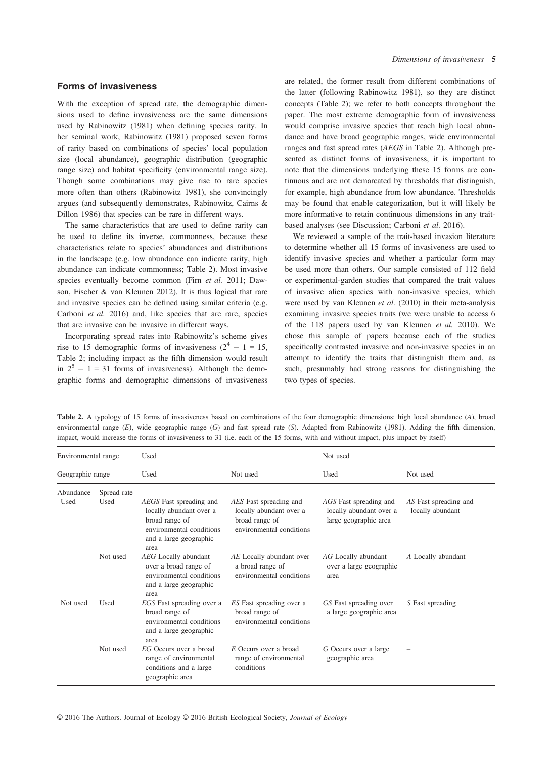## Forms of invasiveness

With the exception of spread rate, the demographic dimensions used to define invasiveness are the same dimensions used by Rabinowitz (1981) when defining species rarity. In her seminal work, Rabinowitz (1981) proposed seven forms of rarity based on combinations of species' local population size (local abundance), geographic distribution (geographic range size) and habitat specificity (environmental range size). Though some combinations may give rise to rare species more often than others (Rabinowitz 1981), she convincingly argues (and subsequently demonstrates, Rabinowitz, Cairns & Dillon 1986) that species can be rare in different ways.

The same characteristics that are used to define rarity can be used to define its inverse, commonness, because these characteristics relate to species' abundances and distributions in the landscape (e.g. low abundance can indicate rarity, high abundance can indicate commonness; Table 2). Most invasive species eventually become common (Firn *et al.* 2011; Dawson, Fischer & van Kleunen 2012). It is thus logical that rare and invasive species can be defined using similar criteria (e.g. Carboni *et al.* 2016) and, like species that are rare, species that are invasive can be invasive in different ways.

Incorporating spread rates into Rabinowitz's scheme gives rise to 15 demographic forms of invasiveness ($2^4 - 1 = 15$, Table 2; including impact as the fifth dimension would result in $2^5 - 1 = 31$ forms of invasiveness). Although the demographic forms and demographic dimensions of invasiveness are related, the former result from different combinations of the latter (following Rabinowitz 1981), so they are distinct concepts (Table 2); we refer to both concepts throughout the paper. The most extreme demographic form of invasiveness would comprise invasive species that reach high local abundance and have broad geographic ranges, wide environmental ranges and fast spread rates (*AEGS* in Table 2). Although presented as distinct forms of invasiveness, it is important to note that the dimensions underlying these 15 forms are continuous and are not demarcated by thresholds that distinguish, for example, high abundance from low abundance. Thresholds may be found that enable categorization, but it will likely be more informative to retain continuous dimensions in any trait-based analyses (see Discussion; Carboni *et al.* 2016).

We reviewed a sample of the trait-based invasion literature to determine whether all 15 forms of invasiveness are used to identify invasive species and whether a particular form may be used more than others. Our sample consisted of 112 field or experimental-garden studies that compared the trait values of invasive alien species with non-invasive species, which were used by van Kleunen *et al.* (2010) in their meta-analysis examining invasive species traits (we were unable to access 6 of the 118 papers used by van Kleunen *et al.* 2010). We chose this sample of papers because each of the studies specifically contrasted invasive and non-invasive species in an attempt to identify the traits that distinguish them and, as such, presumably had strong reasons for distinguishing the two types of species.

**Table 2.** A typology of 15 forms of invasiveness based on combinations of the four demographic dimensions: high local abundance (*A*), broad environmental range (*E*), wide geographic range (*G*) and fast spread rate (*S*). Adapted from Rabinowitz (1981). Adding the fifth dimension, impact, would increase the forms of invasiveness to 31 (i.e. each of the 15 forms, with and without impact, plus impact by itself)

| Environmental range | | Used | | Not used | |
|---|---|---|---|---|---|
| Geographic range | | Used | Not used | Used | Not used |
| Abundance | Spread rate | | | | |
| Used | Used | *AEGS* Fast spreading and locally abundant over a broad range of environmental conditions and a large geographic area | *AES* Fast spreading and locally abundant over a broad range of environmental conditions | *AGS* Fast spreading and locally abundant over a large geographic area | *AS* Fast spreading and locally abundant |
| | Not used | *AEG* Locally abundant over a broad range of environmental conditions and a large geographic area | *AE* Locally abundant over a broad range of environmental conditions | *AG* Locally abundant over a large geographic area | *A* Locally abundant |
| Not used | Used | *EGS* Fast spreading over a broad range of environmental conditions and a large geographic area | *ES* Fast spreading over a broad range of environmental conditions | *GS* Fast spreading over a large geographic area | *S* Fast spreading |
| | Not used | *EG* Occurs over a broad range of environmental conditions and a large geographic area | *E* Occurs over a broad range of environmental conditions | *G* Occurs over a large geographic area | – |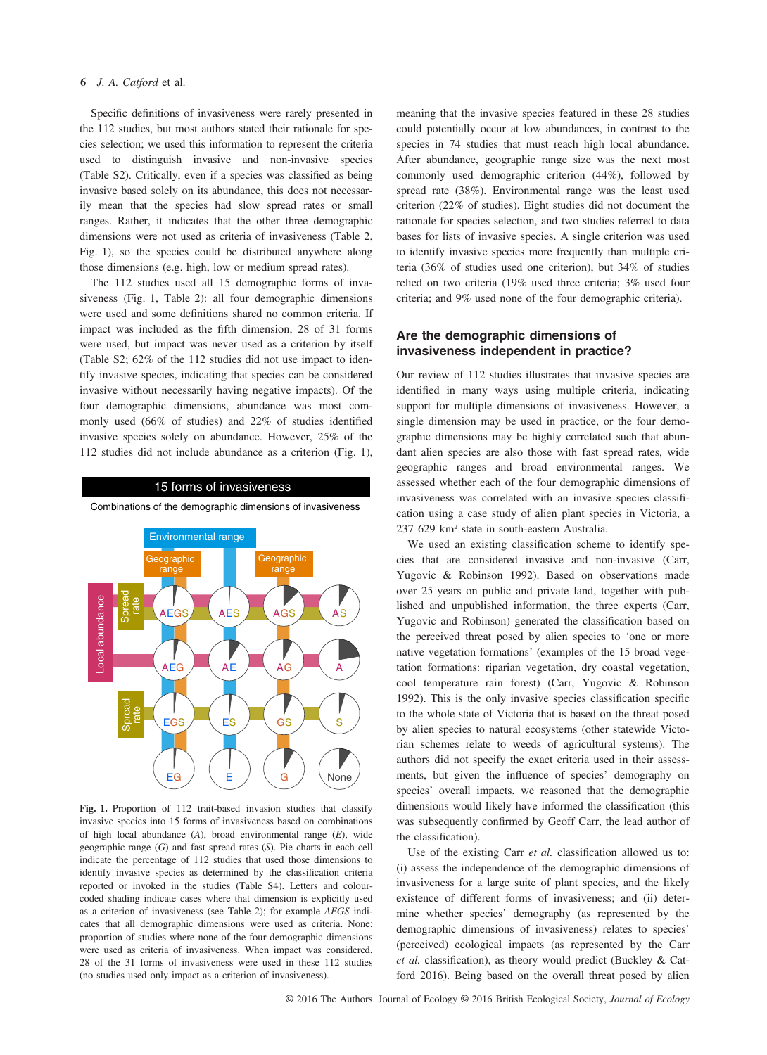Specific definitions of invasiveness were rarely presented in the 112 studies, but most authors stated their rationale for species selection; we used this information to represent the criteria used to distinguish invasive and non-invasive species (Table S2). Critically, even if a species was classified as being invasive based solely on its abundance, this does not necessarily mean that the species had slow spread rates or small ranges. Rather, it indicates that the other three demographic dimensions were not used as criteria of invasiveness (Table 2, Fig. 1), so the species could be distributed anywhere along those dimensions (e.g. high, low or medium spread rates).

The 112 studies used all 15 demographic forms of invasiveness (Fig. 1, Table 2): all four demographic dimensions were used and some definitions shared no common criteria. If impact was included as the fifth dimension, 28 of 31 forms were used, but impact was never used as a criterion by itself (Table S2; 62% of the 112 studies did not use impact to identify invasive species, indicating that species can be considered invasive without necessarily having negative impacts). Of the four demographic dimensions, abundance was most commonly used (66% of studies) and 22% of studies identified invasive species solely on abundance. However, 25% of the 112 studies did not include abundance as a criterion (Fig. 1), meaning that the invasive species featured in these 28 studies could potentially occur at low abundances, in contrast to the species in 74 studies that must reach high local abundance. After abundance, geographic range size was the next most commonly used demographic criterion (44%), followed by spread rate (38%). Environmental range was the least used criterion (22% of studies). Eight studies did not document the rationale for species selection, and two studies referred to data bases for lists of invasive species. A single criterion was used to identify invasive species more frequently than multiple criteria (36% of studies used one criterion), but 34% of studies relied on two criteria (19% used three criteria; 3% used four criteria; and 9% used none of the four demographic criteria).

15 forms of invasiveness

Combinations of the demographic dimensions of invasiveness

**Fig. 1.** Proportion of 112 trait-based invasion studies that classify invasive species into 15 forms of invasiveness based on combinations of high local abundance (*A*), broad environmental range (*E*), wide geographic range (*G*) and fast spread rates (*S*). Pie charts in each cell indicate the percentage of 112 studies that used those dimensions to identify invasive species as determined by the classification criteria reported or invoked in the studies (Table S4). Letters and colour-coded shading indicate cases where that dimension is explicitly used as a criterion of invasiveness (see Table 2); for example *AEGS* indicates that all demographic dimensions were used as criteria. None: proportion of studies where none of the four demographic dimensions were used as criteria of invasiveness. When impact was considered, 28 of the 31 forms of invasiveness were used in these 112 studies (no studies used only impact as a criterion of invasiveness).

## Are the demographic dimensions of invasiveness independent in practice?

Our review of 112 studies illustrates that invasive species are identified in many ways using multiple criteria, indicating support for multiple dimensions of invasiveness. However, a single dimension may be used in practice, or the four demographic dimensions may be highly correlated such that abundant alien species are also those with fast spread rates, wide geographic ranges and broad environmental ranges. We assessed whether each of the four demographic dimensions of invasiveness was correlated with an invasive species classification using a case study of alien plant species in Victoria, a 237 629 km² state in south-eastern Australia.

We used an existing classification scheme to identify species that are considered invasive and non-invasive (Carr, Yugovic & Robinson 1992). Based on observations made over 25 years on public and private land, together with published and unpublished information, the three experts (Carr, Yugovic and Robinson) generated the classification based on the perceived threat posed by alien species to 'one or more native vegetation formations' (examples of the 15 broad vegetation formations: riparian vegetation, dry coastal vegetation, cool temperature rain forest) (Carr, Yugovic & Robinson 1992). This is the only invasive species classification specific to the whole state of Victoria that is based on the threat posed by alien species to natural ecosystems (other statewide Victorian schemes relate to weeds of agricultural systems). The authors did not specify the exact criteria used in their assessments, but given the influence of species' demography on species' overall impacts, we reasoned that the demographic dimensions would likely have informed the classification (this was subsequently confirmed by Geoff Carr, the lead author of the classification).

Use of the existing Carr *et al.* classification allowed us to: (i) assess the independence of the demographic dimensions of invasiveness for a large suite of plant species, and the likely existence of different forms of invasiveness; and (ii) determine whether species' demography (as represented by the demographic dimensions of invasiveness) relates to species' (perceived) ecological impacts (as represented by the Carr *et al.* classification), as theory would predict (Buckley & Catford 2016). Being based on the overall threat posed by alien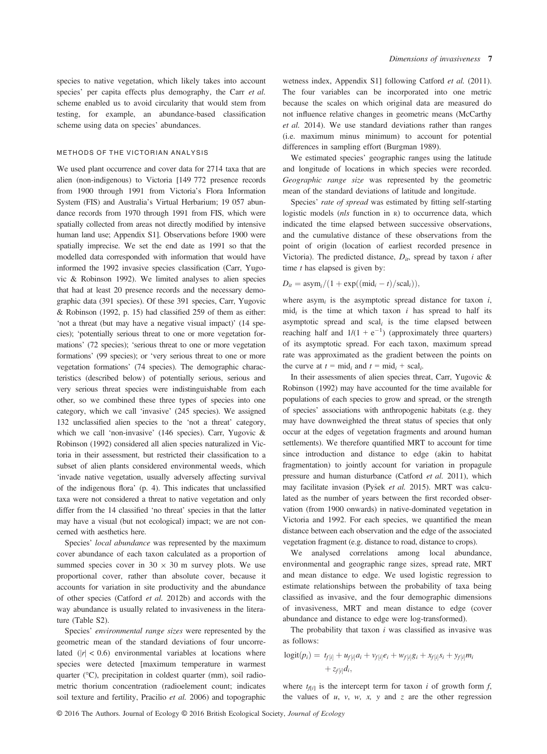species to native vegetation, which likely takes into account species' per capita effects plus demography, the Carr *et al.* scheme enabled us to avoid circularity that would stem from testing, for example, an abundance-based classification scheme using data on species' abundances.

### METHODS OF THE VICTORIAN ANALYSIS

We used plant occurrence and cover data for 2714 taxa that are alien (non-indigenous) to Victoria [149 772 presence records from 1900 through 1991 from Victoria's Flora Information System (FIS) and Australia's Virtual Herbarium; 19 057 abundance records from 1970 through 1991 from FIS, which were spatially collected from areas not directly modified by intensive human land use; Appendix S1]. Observations before 1900 were spatially imprecise. We set the end date as 1991 so that the modelled data corresponded with information that would have informed the 1992 invasive species classification (Carr, Yugovic & Robinson 1992). We limited analyses to alien species that had at least 20 presence records and the necessary demographic data (391 species). Of these 391 species, Carr, Yugovic & Robinson (1992, p. 15) had classified 259 of them as either: 'not a threat (but may have a negative visual impact)' (14 species); 'potentially serious threat to one or more vegetation formations' (72 species); 'serious threat to one or more vegetation formations' (99 species); or 'very serious threat to one or more vegetation formations' (74 species). The demographic characteristics (described below) of potentially serious, serious and very serious threat species were indistinguishable from each other, so we combined these three types of species into one category, which we call 'invasive' (245 species). We assigned 132 unclassified alien species to the 'not a threat' category, which we call 'non-invasive' (146 species). Carr, Yugovic & Robinson (1992) considered all alien species naturalized in Victoria in their assessment, but restricted their classification to a subset of alien plants considered environmental weeds, which 'invade native vegetation, usually adversely affecting survival of the indigenous flora' (p. 4). This indicates that unclassified taxa were not considered a threat to native vegetation and only differ from the 14 classified 'no threat' species in that the latter may have a visual (but not ecological) impact; we are not concerned with aesthetics here.

Species' *local abundance* was represented by the maximum cover abundance of each taxon calculated as a proportion of summed species cover in 30 × 30 m survey plots. We use proportional cover, rather than absolute cover, because it accounts for variation in site productivity and the abundance of other species (Catford *et al.* 2012b) and accords with the way abundance is usually related to invasiveness in the literature (Table S2).

Species' *environmental range sizes* were represented by the geometric mean of the standard deviations of four uncorrelated ($|r| < 0.6$) environmental variables at locations where species were detected [maximum temperature in warmest quarter (°C), precipitation in coldest quarter (mm), soil radiometric thorium concentration (radioelement count; indicates soil texture and fertility, Pracilio *et al.* 2006) and topographic wetness index, Appendix S1] following Catford *et al.* (2011). The four variables can be incorporated into one metric because the scales on which original data are measured do not influence relative changes in geometric means (McCarthy *et al.* 2014). We use standard deviations rather than ranges (i.e. maximum minus minimum) to account for potential differences in sampling effort (Burgman 1989).

We estimated species' geographic ranges using the latitude and longitude of locations in which species were recorded. *Geographic range size* was represented by the geometric mean of the standard deviations of latitude and longitude.

Species' *rate of spread* was estimated by fitting self-starting logistic models (*nls* function in R) to occurrence data, which indicated the time elapsed between successive observations, and the cumulative distance of these observations from the point of origin (location of earliest recorded presence in Victoria). The predicted distance, $D_{it}$, spread by taxon $i$ after time $t$ has elapsed is given by:

$$D_{it} = \text{asym}_i/(1 + \exp((\text{mid}_i - t)/\text{scal}_i)),$$

where $\text{asym}_i$ is the asymptotic spread distance for taxon $i$, $\text{mid}_i$ is the time at which taxon $i$ has spread to half its asymptotic spread and $\text{scal}_i$ is the time elapsed between reaching half and $1/(1 + e^{-1})$ (approximately three quarters) of its asymptotic spread. For each taxon, maximum spread rate was approximated as the gradient between the points on the curve at $t = \text{mid}_i$ and $t = \text{mid}_i + \text{scal}_i$.

In their assessments of alien species threat, Carr, Yugovic & Robinson (1992) may have accounted for the time available for populations of each species to grow and spread, or the strength of species' associations with anthropogenic habitats (e.g. they may have downweighted the threat status of species that only occur at the edges of vegetation fragments and around human settlements). We therefore quantified MRT to account for time since introduction and distance to edge (akin to habitat fragmentation) to jointly account for variation in propagule pressure and human disturbance (Catford *et al.* 2011), which may facilitate invasion (Pyšek *et al.* 2015). MRT was calculated as the number of years between the first recorded observation (from 1900 onwards) in native-dominated vegetation in Victoria and 1992. For each species, we quantified the mean distance between each observation and the edge of the associated vegetation fragment (e.g. distance to road, distance to crops).

We analysed correlations among local abundance, environmental and geographic range sizes, spread rate, MRT and mean distance to edge. We used logistic regression to estimate relationships between the probability of taxa being classified as invasive, and the four demographic dimensions of invasiveness, MRT and mean distance to edge (cover abundance and distance to edge were log-transformed).

The probability that taxon $i$ was classified as invasive was as follows:

$$\text{logit}(p_i) = t_{f[i]} + u_{f[i]}a_i + v_{f[i]}e_i + w_{f[i]}g_i + x_{f[i]}s_i + y_{f[i]}m_i + z_{f[i]}d_i,$$

where $t_{f[i]}$ is the intercept term for taxon $i$ of growth form $f$, the values of $u$, $v$, $w$, $x$, $y$ and $z$ are the other regression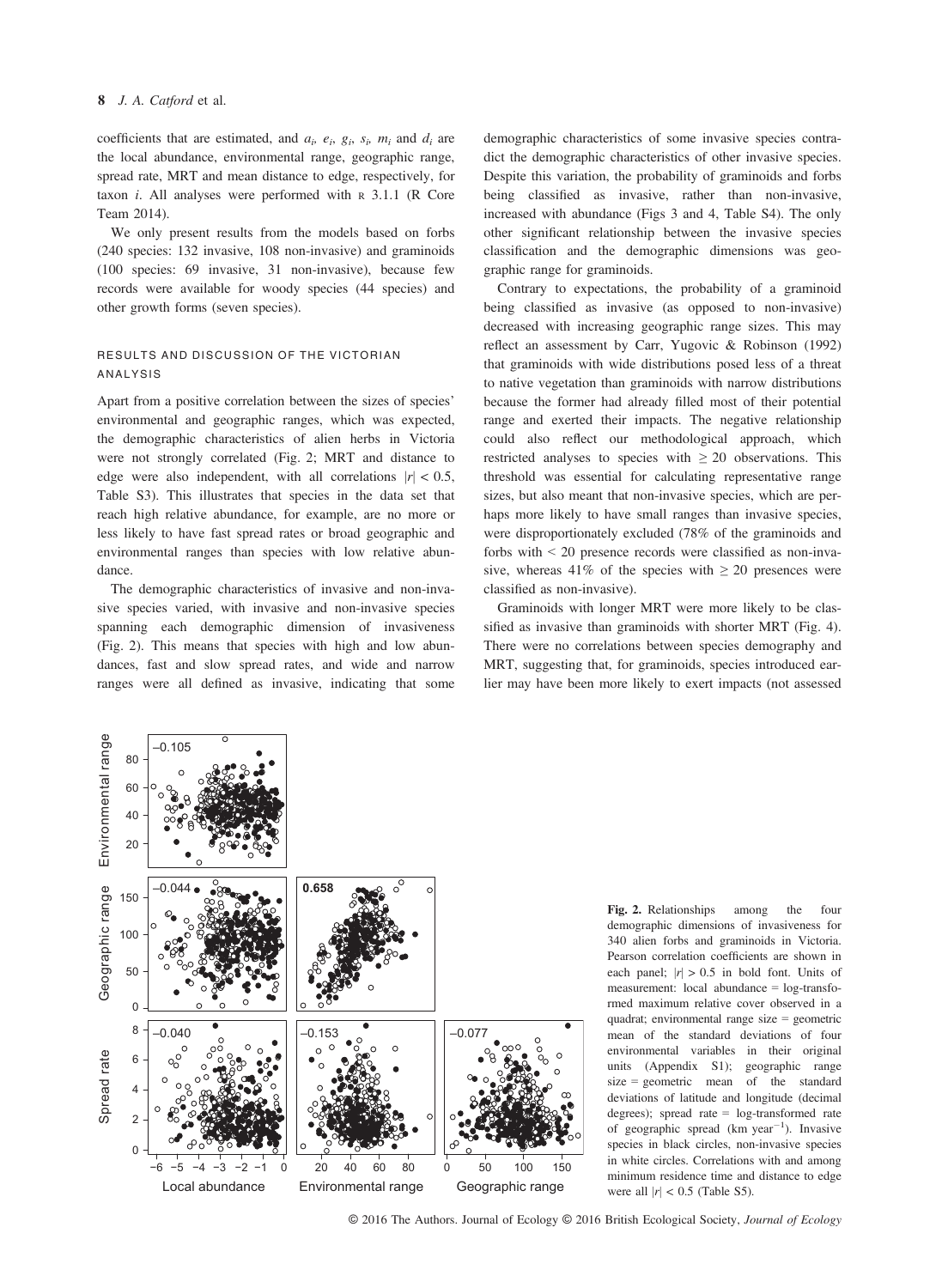coefficients that are estimated, and $a_i$, $e_i$, $g_i$, $s_i$, $m_i$ and $d_i$ are the local abundance, environmental range, geographic range, spread rate, MRT and mean distance to edge, respectively, for taxon $i$. All analyses were performed with R 3.1.1 (R Core Team 2014).

We only present results from the models based on forbs (240 species: 132 invasive, 108 non-invasive) and graminoids (100 species: 69 invasive, 31 non-invasive), because few records were available for woody species (44 species) and other growth forms (seven species).

### RESULTS AND DISCUSSION OF THE VICTORIAN ANALYSIS

Apart from a positive correlation between the sizes of species' environmental and geographic ranges, which was expected, the demographic characteristics of alien herbs in Victoria were not strongly correlated (Fig. 2; MRT and distance to edge were also independent, with all correlations $|r| < 0.5$, Table S3). This illustrates that species in the data set that reach high relative abundance, for example, are no more or less likely to have fast spread rates or broad geographic and environmental ranges than species with low relative abundance.

The demographic characteristics of invasive and non-invasive species varied, with invasive and non-invasive species spanning each demographic dimension of invasiveness (Fig. 2). This means that species with high and low abundances, fast and slow spread rates, and wide and narrow ranges were all defined as invasive, indicating that some demographic characteristics of some invasive species contradict the demographic characteristics of other invasive species. Despite this variation, the probability of graminoids and forbs being classified as invasive, rather than non-invasive, increased with abundance (Figs 3 and 4, Table S4). The only other significant relationship between the invasive species classification and the demographic dimensions was geographic range for graminoids.

Contrary to expectations, the probability of a graminoid being classified as invasive (as opposed to non-invasive) decreased with increasing geographic range sizes. This may reflect an assessment by Carr, Yugovic & Robinson (1992) that graminoids with wide distributions posed less of a threat to native vegetation than graminoids with narrow distributions because the former had already filled most of their potential range and exerted their impacts. The negative relationship could also reflect our methodological approach, which restricted analyses to species with $\geq 20$ observations. This threshold was essential for calculating representative range sizes, but also meant that non-invasive species, which are perhaps more likely to have small ranges than invasive species, were disproportionately excluded (78% of the graminoids and forbs with < 20 presence records were classified as non-invasive, whereas 41% of the species with $\geq 20$ presences were classified as non-invasive).

Graminoids with longer MRT were more likely to be classified as invasive than graminoids with shorter MRT (Fig. 4). There were no correlations between species demography and MRT, suggesting that, for graminoids, species introduced earlier may have been more likely to exert impacts (not assessed

**Fig. 2.** Relationships among the four demographic dimensions of invasiveness for 340 alien forbs and graminoids in Victoria. Pearson correlation coefficients are shown in each panel; $|r| > 0.5$ in bold font. Units of measurement: local abundance = log-transformed maximum relative cover observed in a quadrat; environmental range size = geometric mean of the standard deviations of four environmental variables in their original units (Appendix S1); geographic range size = geometric mean of the standard deviations of latitude and longitude (decimal degrees); spread rate = log-transformed rate of geographic spread (km year$^{-1}$). Invasive species in black circles, non-invasive species in white circles. Correlations with and among minimum residence time and distance to edge were all $|r| < 0.5$ (Table S5).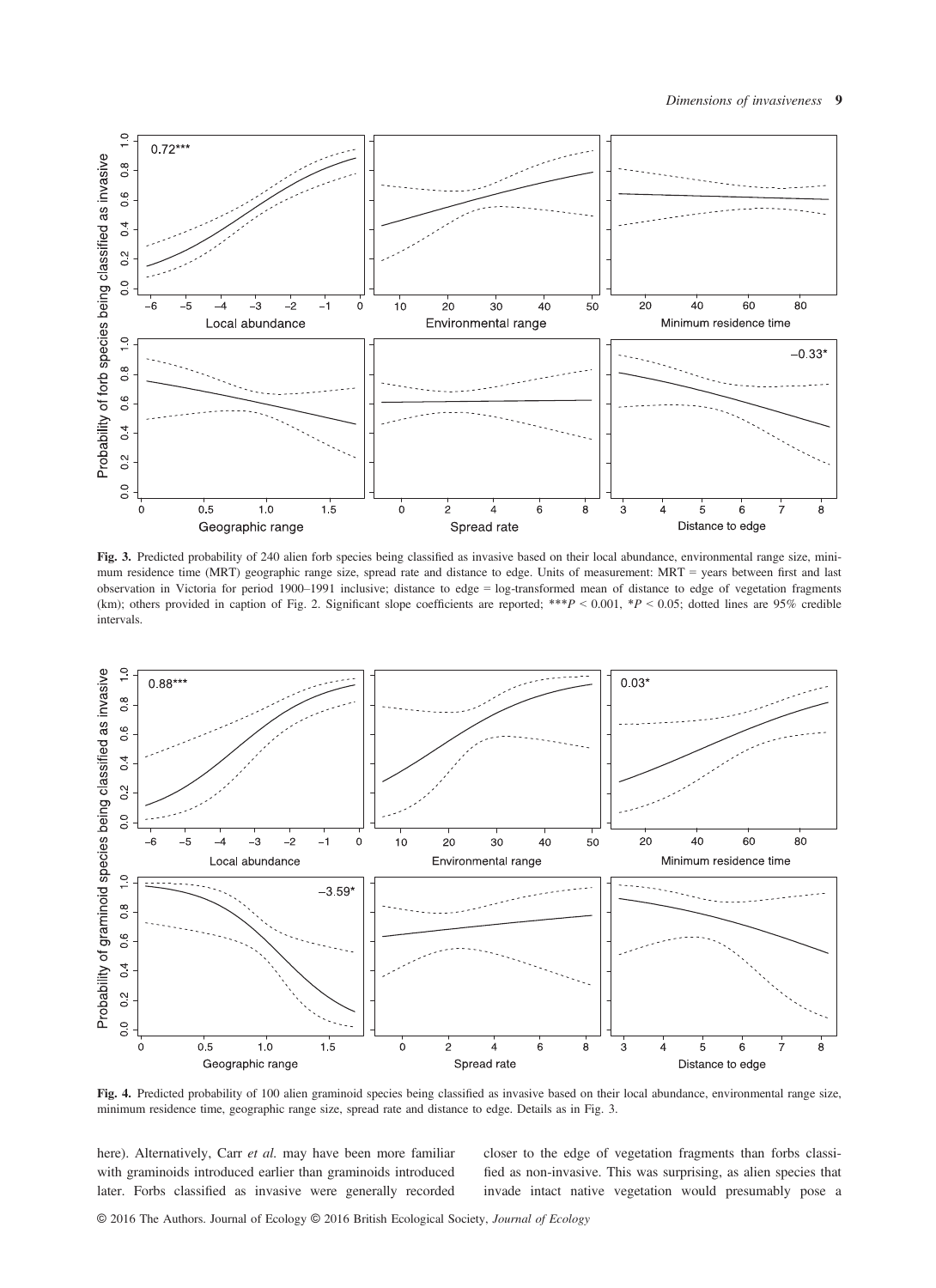**Fig. 3.** Predicted probability of 240 alien forb species being classified as invasive based on their local abundance, environmental range size, minimum residence time (MRT) geographic range size, spread rate and distance to edge. Units of measurement: MRT = years between first and last observation in Victoria for period 1900–1991 inclusive; distance to edge = log-transformed mean of distance to edge of vegetation fragments (km); others provided in caption of Fig. 2. Significant slope coefficients are reported; ***$P < 0.001$, *$P < 0.05$; dotted lines are 95% credible intervals.

**Fig. 4.** Predicted probability of 100 alien graminoid species being classified as invasive based on their local abundance, environmental range size, minimum residence time, geographic range size, spread rate and distance to edge. Details as in Fig. 3.

here). Alternatively, Carr *et al.* may have been more familiar with graminoids introduced earlier than graminoids introduced later. Forbs classified as invasive were generally recorded closer to the edge of vegetation fragments than forbs classified as non-invasive. This was surprising, as alien species that invade intact native vegetation would presumably pose a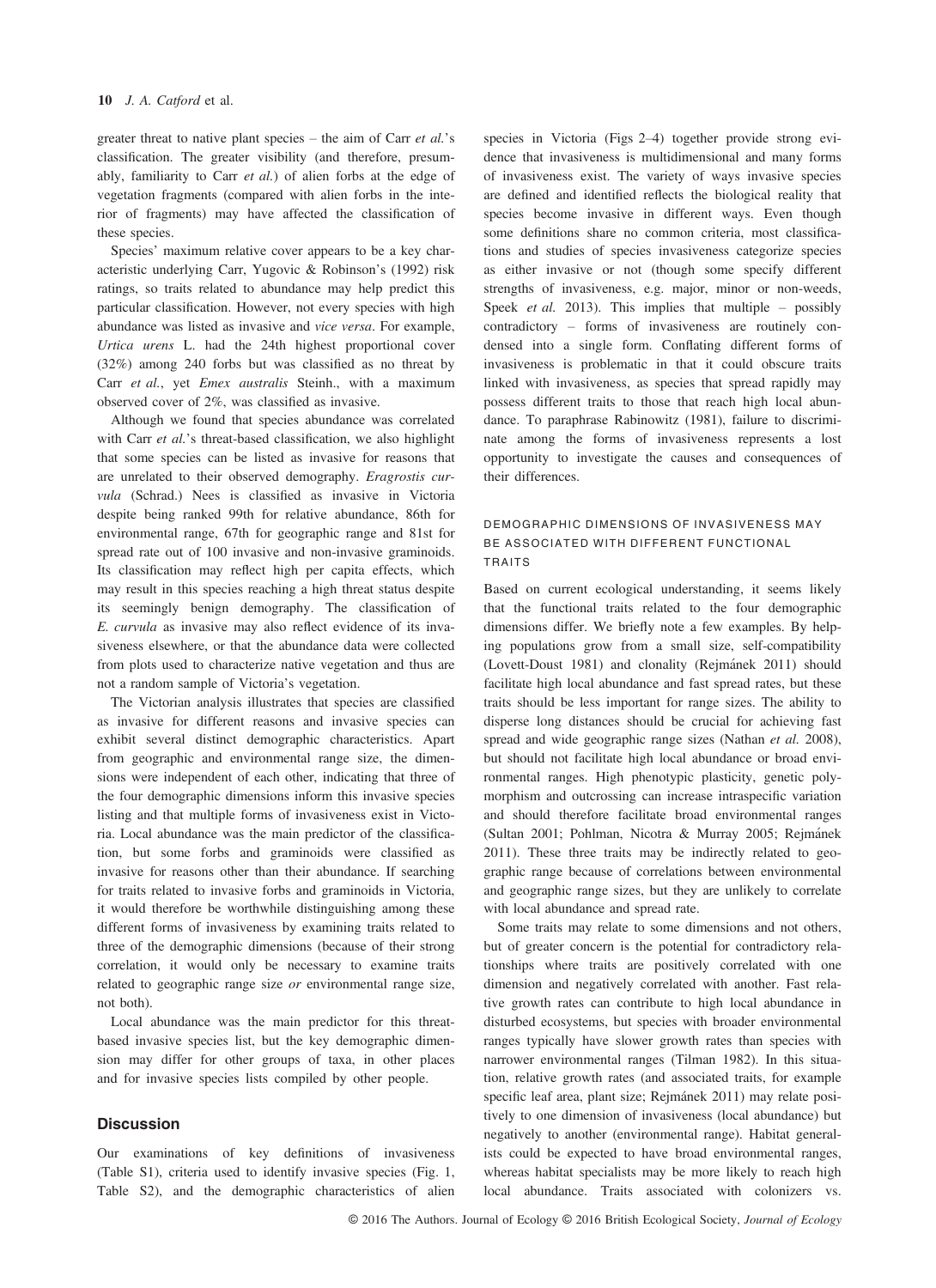greater threat to native plant species – the aim of Carr *et al.*'s classification. The greater visibility (and therefore, presumably, familiarity to Carr *et al.*) of alien forbs at the edge of vegetation fragments (compared with alien forbs in the interior of fragments) may have affected the classification of these species.

Species' maximum relative cover appears to be a key characteristic underlying Carr, Yugovic & Robinson's (1992) risk ratings, so traits related to abundance may help predict this particular classification. However, not every species with high abundance was listed as invasive and *vice versa*. For example, *Urtica urens* L. had the 24th highest proportional cover (32%) among 240 forbs but was classified as no threat by Carr *et al.*, yet *Emex australis* Steinh., with a maximum observed cover of 2%, was classified as invasive.

Although we found that species abundance was correlated with Carr *et al.*'s threat-based classification, we also highlight that some species can be listed as invasive for reasons that are unrelated to their observed demography. *Eragrostis curvula* (Schrad.) Nees is classified as invasive in Victoria despite being ranked 99th for relative abundance, 86th for environmental range, 67th for geographic range and 81st for spread rate out of 100 invasive and non-invasive graminoids. Its classification may reflect high per capita effects, which may result in this species reaching a high threat status despite its seemingly benign demography. The classification of *E. curvula* as invasive may also reflect evidence of its invasiveness elsewhere, or that the abundance data were collected from plots used to characterize native vegetation and thus are not a random sample of Victoria's vegetation.

The Victorian analysis illustrates that species are classified as invasive for different reasons and invasive species can exhibit several distinct demographic characteristics. Apart from geographic and environmental range size, the dimensions were independent of each other, indicating that three of the four demographic dimensions inform this invasive species listing and that multiple forms of invasiveness exist in Victoria. Local abundance was the main predictor of the classification, but some forbs and graminoids were classified as invasive for reasons other than their abundance. If searching for traits related to invasive forbs and graminoids in Victoria, it would therefore be worthwhile distinguishing among these different forms of invasiveness by examining traits related to three of the demographic dimensions (because of their strong correlation, it would only be necessary to examine traits related to geographic range size *or* environmental range size, not both).

Local abundance was the main predictor for this threat-based invasive species list, but the key demographic dimension may differ for other groups of taxa, in other places and for invasive species lists compiled by other people.

## Discussion

Our examinations of key definitions of invasiveness (Table S1), criteria used to identify invasive species (Fig. 1, Table S2), and the demographic characteristics of alien species in Victoria (Figs 2–4) together provide strong evidence that invasiveness is multidimensional and many forms of invasiveness exist. The variety of ways invasive species are defined and identified reflects the biological reality that species become invasive in different ways. Even though some definitions share no common criteria, most classifications and studies of species invasiveness categorize species as either invasive or not (though some specify different strengths of invasiveness, e.g. major, minor or non-weeds, Speek *et al.* 2013). This implies that multiple – possibly contradictory – forms of invasiveness are routinely condensed into a single form. Conflating different forms of invasiveness is problematic in that it could obscure traits linked with invasiveness, as species that spread rapidly may possess different traits to those that reach high local abundance. To paraphrase Rabinowitz (1981), failure to discriminate among the forms of invasiveness represents a lost opportunity to investigate the causes and consequences of their differences.

### DEMOGRAPHIC DIMENSIONS OF INVASIVENESS MAY BE ASSOCIATED WITH DIFFERENT FUNCTIONAL TRAITS

Based on current ecological understanding, it seems likely that the functional traits related to the four demographic dimensions differ. We briefly note a few examples. By helping populations grow from a small size, self-compatibility (Lovett-Doust 1981) and clonality (Rejmánek 2011) should facilitate high local abundance and fast spread rates, but these traits should be less important for range sizes. The ability to disperse long distances should be crucial for achieving fast spread and wide geographic range sizes (Nathan *et al.* 2008), but should not facilitate high local abundance or broad environmental ranges. High phenotypic plasticity, genetic polymorphism and outcrossing can increase intraspecific variation and should therefore facilitate broad environmental ranges (Sultan 2001; Pohlman, Nicotra & Murray 2005; Rejmánek 2011). These three traits may be indirectly related to geographic range because of correlations between environmental and geographic range sizes, but they are unlikely to correlate with local abundance and spread rate.

Some traits may relate to some dimensions and not others, but of greater concern is the potential for contradictory relationships where traits are positively correlated with one dimension and negatively correlated with another. Fast relative growth rates can contribute to high local abundance in disturbed ecosystems, but species with broader environmental ranges typically have slower growth rates than species with narrower environmental ranges (Tilman 1982). In this situation, relative growth rates (and associated traits, for example specific leaf area, plant size; Rejmánek 2011) may relate positively to one dimension of invasiveness (local abundance) but negatively to another (environmental range). Habitat generalists could be expected to have broad environmental ranges, whereas habitat specialists may be more likely to reach high local abundance. Traits associated with colonizers vs.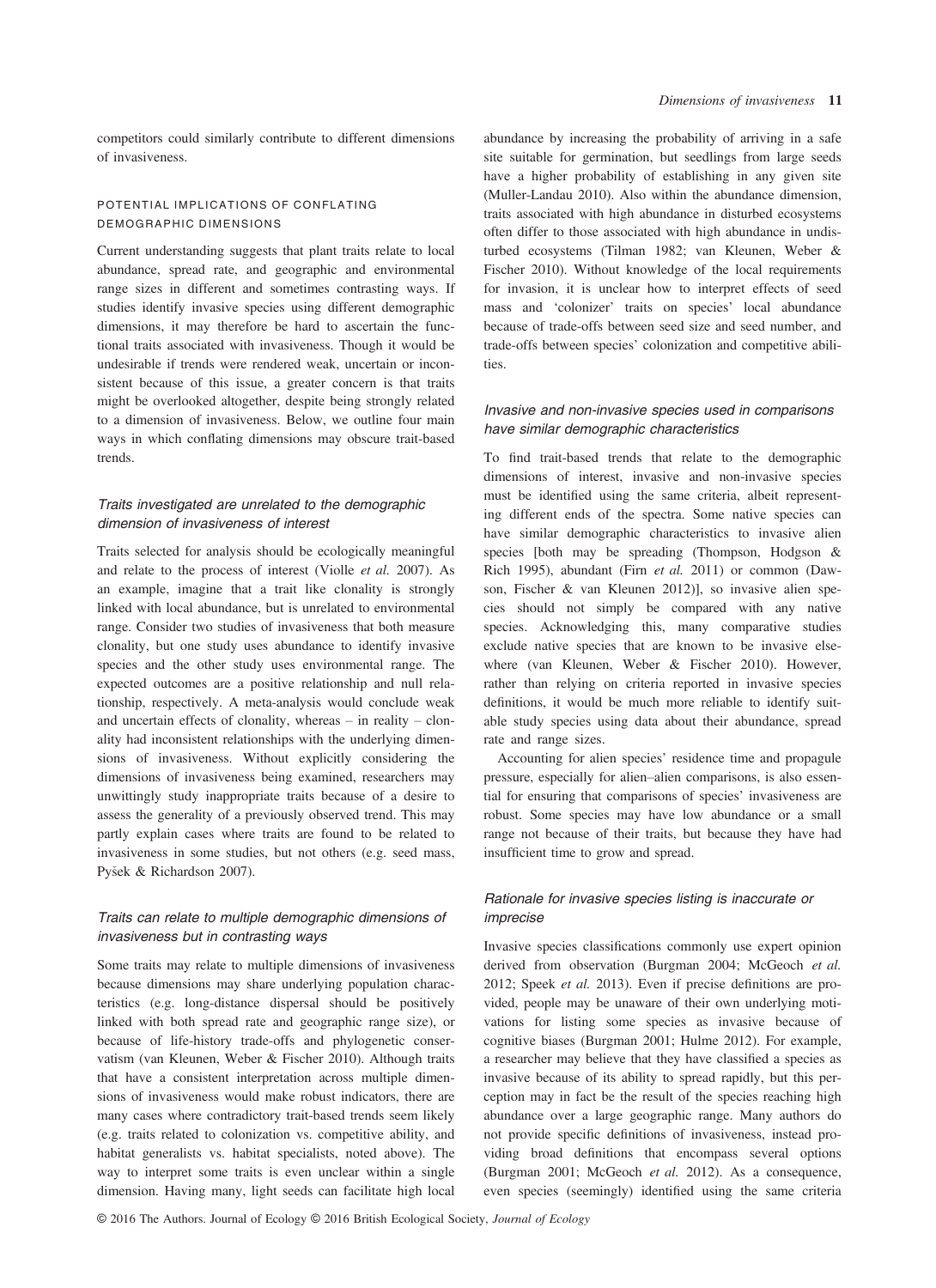competitors could similarly contribute to different dimensions of invasiveness.

## POTENTIAL IMPLICATIONS OF CONFLATING DEMOGRAPHIC DIMENSIONS

Current understanding suggests that plant traits relate to local abundance, spread rate, and geographic and environmental range sizes in different and sometimes contrasting ways. If studies identify invasive species using different demographic dimensions, it may therefore be hard to ascertain the functional traits associated with invasiveness. Though it would be undesirable if trends were rendered weak, uncertain or inconsistent because of this issue, a greater concern is that traits might be overlooked altogether, despite being strongly related to a dimension of invasiveness. Below, we outline four main ways in which conflating dimensions may obscure trait-based trends.

### *Traits investigated are unrelated to the demographic dimension of invasiveness of interest*

Traits selected for analysis should be ecologically meaningful and relate to the process of interest (Violle *et al.* 2007). As an example, imagine that a trait like clonality is strongly linked with local abundance, but is unrelated to environmental range. Consider two studies of invasiveness that both measure clonality, but one study uses abundance to identify invasive species and the other study uses environmental range. The expected outcomes are a positive relationship and null relationship, respectively. A meta-analysis would conclude weak and uncertain effects of clonality, whereas – in reality – clonality had inconsistent relationships with the underlying dimensions of invasiveness. Without explicitly considering the dimensions of invasiveness being examined, researchers may unwittingly study inappropriate traits because of a desire to assess the generality of a previously observed trend. This may partly explain cases where traits are found to be related to invasiveness in some studies, but not others (e.g. seed mass, Pyšek & Richardson 2007).

### *Traits can relate to multiple demographic dimensions of invasiveness but in contrasting ways*

Some traits may relate to multiple dimensions of invasiveness because dimensions may share underlying population characteristics (e.g. long-distance dispersal should be positively linked with both spread rate and geographic range size), or because of life-history trade-offs and phylogenetic conservatism (van Kleunen, Weber & Fischer 2010). Although traits that have a consistent interpretation across multiple dimensions of invasiveness would make robust indicators, there are many cases where contradictory trait-based trends seem likely (e.g. traits related to colonization vs. competitive ability, and habitat generalists vs. habitat specialists, noted above). The way to interpret some traits is even unclear within a single dimension. Having many, light seeds can facilitate high local abundance by increasing the probability of arriving in a safe site suitable for germination, but seedlings from large seeds have a higher probability of establishing in any given site (Muller-Landau 2010). Also within the abundance dimension, traits associated with high abundance in disturbed ecosystems often differ to those associated with high abundance in undisturbed ecosystems (Tilman 1982; van Kleunen, Weber & Fischer 2010). Without knowledge of the local requirements for invasion, it is unclear how to interpret effects of seed mass and 'colonizer' traits on species' local abundance because of trade-offs between seed size and seed number, and trade-offs between species' colonization and competitive abilities.

### *Invasive and non-invasive species used in comparisons have similar demographic characteristics*

To find trait-based trends that relate to the demographic dimensions of interest, invasive and non-invasive species must be identified using the same criteria, albeit representing different ends of the spectra. Some native species can have similar demographic characteristics to invasive alien species [both may be spreading (Thompson, Hodgson & Rich 1995), abundant (Firn *et al.* 2011) or common (Dawson, Fischer & van Kleunen 2012)], so invasive alien species should not simply be compared with any native species. Acknowledging this, many comparative studies exclude native species that are known to be invasive elsewhere (van Kleunen, Weber & Fischer 2010). However, rather than relying on criteria reported in invasive species definitions, it would be much more reliable to identify suitable study species using data about their abundance, spread rate and range sizes.

Accounting for alien species' residence time and propagule pressure, especially for alien–alien comparisons, is also essential for ensuring that comparisons of species' invasiveness are robust. Some species may have low abundance or a small range not because of their traits, but because they have had insufficient time to grow and spread.

### *Rationale for invasive species listing is inaccurate or imprecise*

Invasive species classifications commonly use expert opinion derived from observation (Burgman 2004; McGeoch *et al.* 2012; Speek *et al.* 2013). Even if precise definitions are provided, people may be unaware of their own underlying motivations for listing some species as invasive because of cognitive biases (Burgman 2001; Hulme 2012). For example, a researcher may believe that they have classified a species as invasive because of its ability to spread rapidly, but this perception may in fact be the result of the species reaching high abundance over a large geographic range. Many authors do not provide specific definitions of invasiveness, instead providing broad definitions that encompass several options (Burgman 2001; McGeoch *et al.* 2012). As a consequence, even species (seemingly) identified using the same criteria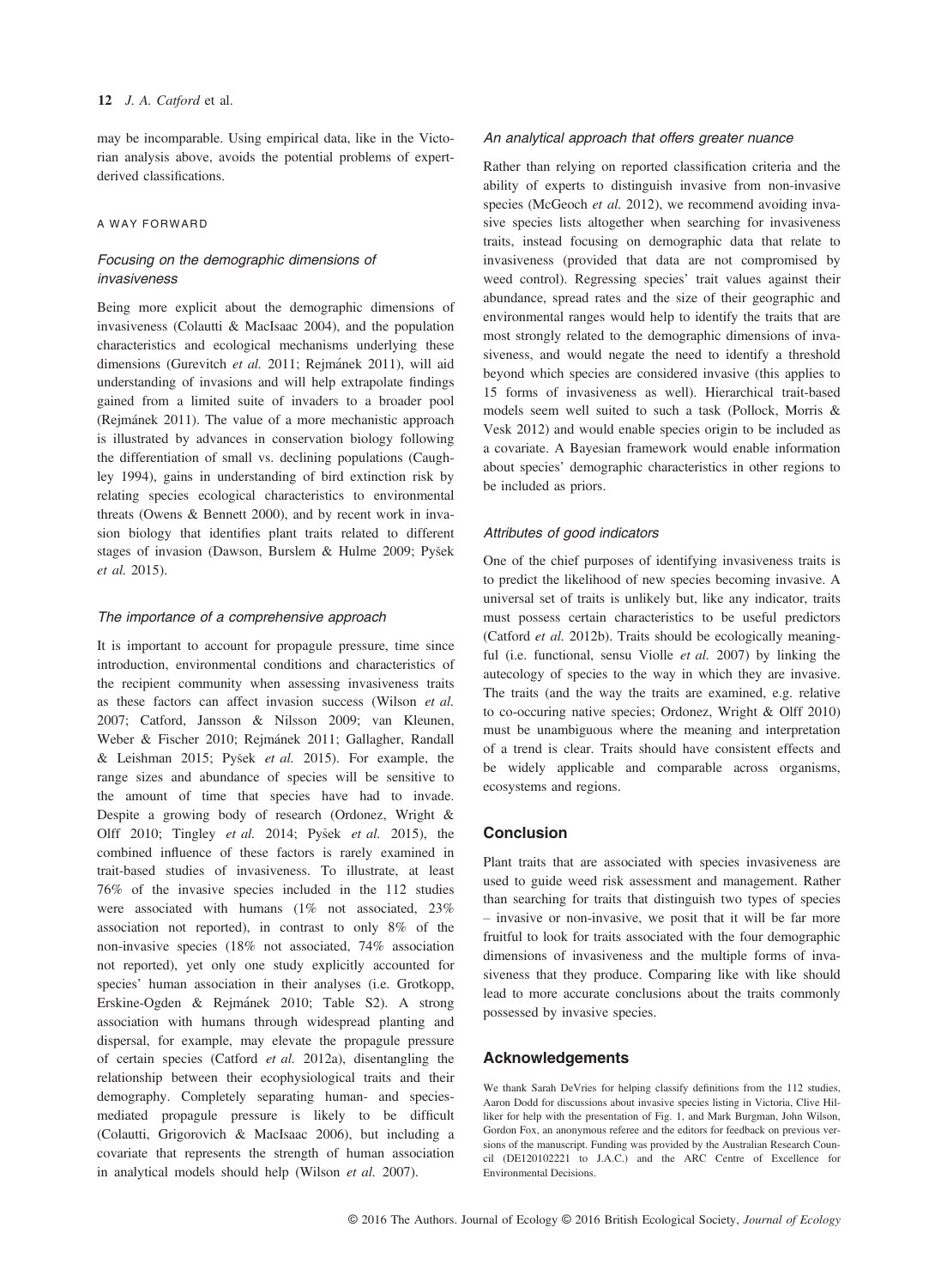may be incomparable. Using empirical data, like in the Victorian analysis above, avoids the potential problems of expert-derived classifications.

### A WAY FORWARD

#### *Focusing on the demographic dimensions of invasiveness*

Being more explicit about the demographic dimensions of invasiveness (Colautti & MacIsaac 2004), and the population characteristics and ecological mechanisms underlying these dimensions (Gurevitch *et al.* 2011; Rejmánek 2011), will aid understanding of invasions and will help extrapolate findings gained from a limited suite of invaders to a broader pool (Rejmánek 2011). The value of a more mechanistic approach is illustrated by advances in conservation biology following the differentiation of small vs. declining populations (Caughley 1994), gains in understanding of bird extinction risk by relating species ecological characteristics to environmental threats (Owens & Bennett 2000), and by recent work in invasion biology that identifies plant traits related to different stages of invasion (Dawson, Burslem & Hulme 2009; Pyšek *et al.* 2015).

#### *The importance of a comprehensive approach*

It is important to account for propagule pressure, time since introduction, environmental conditions and characteristics of the recipient community when assessing invasiveness traits as these factors can affect invasion success (Wilson *et al.* 2007; Catford, Jansson & Nilsson 2009; van Kleunen, Weber & Fischer 2010; Rejmánek 2011; Gallagher, Randall & Leishman 2015; Pyšek *et al.* 2015). For example, the range sizes and abundance of species will be sensitive to the amount of time that species have had to invade. Despite a growing body of research (Ordonez, Wright & Olff 2010; Tingley *et al.* 2014; Pyšek *et al.* 2015), the combined influence of these factors is rarely examined in trait-based studies of invasiveness. To illustrate, at least 76% of the invasive species included in the 112 studies were associated with humans (1% not associated, 23% association not reported), in contrast to only 8% of the non-invasive species (18% not associated, 74% association not reported), yet only one study explicitly accounted for species' human association in their analyses (i.e. Grotkopp, Erskine-Ogden & Rejmánek 2010; Table S2). A strong association with humans through widespread planting and dispersal, for example, may elevate the propagule pressure of certain species (Catford *et al.* 2012a), disentangling the relationship between their ecophysiological traits and their demography. Completely separating human- and species-mediated propagule pressure is likely to be difficult (Colautti, Grigorovich & MacIsaac 2006), but including a covariate that represents the strength of human association in analytical models should help (Wilson *et al.* 2007).

#### *An analytical approach that offers greater nuance*

Rather than relying on reported classification criteria and the ability of experts to distinguish invasive from non-invasive species (McGeoch *et al.* 2012), we recommend avoiding invasive species lists altogether when searching for invasiveness traits, instead focusing on demographic data that relate to invasiveness (provided that data are not compromised by weed control). Regressing species' trait values against their abundance, spread rates and the size of their geographic and environmental ranges would help to identify the traits that are most strongly related to the demographic dimensions of invasiveness, and would negate the need to identify a threshold beyond which species are considered invasive (this applies to 15 forms of invasiveness as well). Hierarchical trait-based models seem well suited to such a task (Pollock, Morris & Vesk 2012) and would enable species origin to be included as a covariate. A Bayesian framework would enable information about species' demographic characteristics in other regions to be included as priors.

#### *Attributes of good indicators*

One of the chief purposes of identifying invasiveness traits is to predict the likelihood of new species becoming invasive. A universal set of traits is unlikely but, like any indicator, traits must possess certain characteristics to be useful predictors (Catford *et al.* 2012b). Traits should be ecologically meaningful (i.e. functional, sensu Violle *et al.* 2007) by linking the autecology of species to the way in which they are invasive. The traits (and the way the traits are examined, e.g. relative to co-occuring native species; Ordonez, Wright & Olff 2010) must be unambiguous where the meaning and interpretation of a trend is clear. Traits should have consistent effects and be widely applicable and comparable across organisms, ecosystems and regions.

## Conclusion

Plant traits that are associated with species invasiveness are used to guide weed risk assessment and management. Rather than searching for traits that distinguish two types of species – invasive or non-invasive, we posit that it will be far more fruitful to look for traits associated with the four demographic dimensions of invasiveness and the multiple forms of invasiveness that they produce. Comparing like with like should lead to more accurate conclusions about the traits commonly possessed by invasive species.

## Acknowledgements

We thank Sarah DeVries for helping classify definitions from the 112 studies, Aaron Dodd for discussions about invasive species listing in Victoria, Clive Hilliker for help with the presentation of Fig. 1, and Mark Burgman, John Wilson, Gordon Fox, an anonymous referee and the editors for feedback on previous versions of the manuscript. Funding was provided by the Australian Research Council (DE120102221 to J.A.C.) and the ARC Centre of Excellence for Environmental Decisions.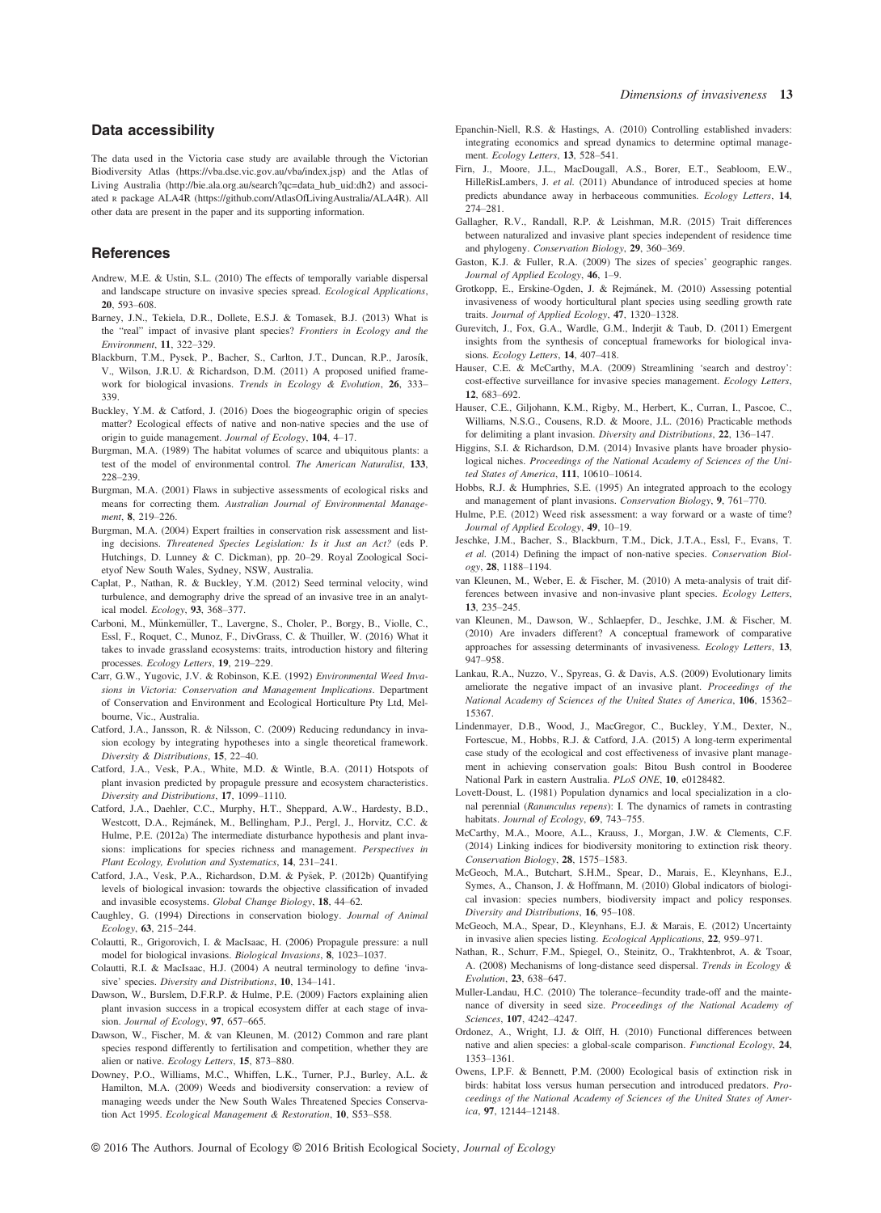## Data accessibility

The data used in the Victoria case study are available through the Victorian Biodiversity Atlas (https://vba.dse.vic.gov.au/vba/index.jsp) and the Atlas of Living Australia (http://bie.ala.org.au/search?qc=data_hub_uid:dh2) and associated R package ALA4R (https://github.com/AtlasOfLivingAustralia/ALA4R). All other data are present in the paper and its supporting information.

## References

Andrew, M.E. & Ustin, S.L. (2010) The effects of temporally variable dispersal and landscape structure on invasive species spread. *Ecological Applications*, **20**, 593–608.

Barney, J.N., Tekiela, D.R., Dollete, E.S.J. & Tomasek, B.J. (2013) What is the "real" impact of invasive plant species? *Frontiers in Ecology and the Environment*, **11**, 322–329.

Blackburn, T.M., Pysek, P., Bacher, S., Carlton, J.T., Duncan, R.P., Jarosík, V., Wilson, J.R.U. & Richardson, D.M. (2011) A proposed unified framework for biological invasions. *Trends in Ecology & Evolution*, **26**, 333–339.

Buckley, Y.M. & Catford, J. (2016) Does the biogeographic origin of species matter? Ecological effects of native and non-native species and the use of origin to guide management. *Journal of Ecology*, **104**, 4–17.

Burgman, M.A. (1989) The habitat volumes of scarce and ubiquitous plants: a test of the model of environmental control. *The American Naturalist*, **133**, 228–239.

Burgman, M.A. (2001) Flaws in subjective assessments of ecological risks and means for correcting them. *Australian Journal of Environmental Management*, **8**, 219–226.

Burgman, M.A. (2004) Expert frailties in conservation risk assessment and listing decisions. *Threatened Species Legislation: Is it Just an Act?* (eds P. Hutchings, D. Lunney & C. Dickman), pp. 20–29. Royal Zoological Societyof New South Wales, Sydney, NSW, Australia.

Caplat, P., Nathan, R. & Buckley, Y.M. (2012) Seed terminal velocity, wind turbulence, and demography drive the spread of an invasive tree in an analytical model. *Ecology*, **93**, 368–377.

Carboni, M., Münkemüller, T., Lavergne, S., Choler, P., Borgy, B., Violle, C., Essl, F., Roquet, C., Munoz, F., DivGrass, C. & Thuiller, W. (2016) What it takes to invade grassland ecosystems: traits, introduction history and filtering processes. *Ecology Letters*, **19**, 219–229.

Carr, G.W., Yugovic, J.V. & Robinson, K.E. (1992) *Environmental Weed Invasions in Victoria: Conservation and Management Implications*. Department of Conservation and Environment and Ecological Horticulture Pty Ltd, Melbourne, Vic., Australia.

Catford, J.A., Jansson, R. & Nilsson, C. (2009) Reducing redundancy in invasion ecology by integrating hypotheses into a single theoretical framework. *Diversity & Distributions*, **15**, 22–40.

Catford, J.A., Vesk, P.A., White, M.D. & Wintle, B.A. (2011) Hotspots of plant invasion predicted by propagule pressure and ecosystem characteristics. *Diversity and Distributions*, **17**, 1099–1110.

Catford, J.A., Daehler, C.C., Murphy, H.T., Sheppard, A.W., Hardesty, B.D., Westcott, D.A., Rejmánek, M., Bellingham, P.J., Pergl, J., Horvitz, C.C. & Hulme, P.E. (2012a) The intermediate disturbance hypothesis and plant invasions: implications for species richness and management. *Perspectives in Plant Ecology, Evolution and Systematics*, **14**, 231–241.

Catford, J.A., Vesk, P.A., Richardson, D.M. & Pyšek, P. (2012b) Quantifying levels of biological invasion: towards the objective classification of invaded and invasible ecosystems. *Global Change Biology*, **18**, 44–62.

Caughley, G. (1994) Directions in conservation biology. *Journal of Animal Ecology*, **63**, 215–244.

Colautti, R., Grigorovich, I. & MacIsaac, H. (2006) Propagule pressure: a null model for biological invasions. *Biological Invasions*, **8**, 1023–1037.

Colautti, R.I. & MacIsaac, H.J. (2004) A neutral terminology to define 'invasive' species. *Diversity and Distributions*, **10**, 134–141.

Dawson, W., Burslem, D.F.R.P. & Hulme, P.E. (2009) Factors explaining alien plant invasion success in a tropical ecosystem differ at each stage of invasion. *Journal of Ecology*, **97**, 657–665.

Dawson, W., Fischer, M. & van Kleunen, M. (2012) Common and rare plant species respond differently to fertilisation and competition, whether they are alien or native. *Ecology Letters*, **15**, 873–880.

Downey, P.O., Williams, M.C., Whiffen, L.K., Turner, P.J., Burley, A.L. & Hamilton, M.A. (2009) Weeds and biodiversity conservation: a review of managing weeds under the New South Wales Threatened Species Conservation Act 1995. *Ecological Management & Restoration*, **10**, S53–S58.

Epanchin-Niell, R.S. & Hastings, A. (2010) Controlling established invaders: integrating economics and spread dynamics to determine optimal management. *Ecology Letters*, **13**, 528–541.

Firn, J., Moore, J.L., MacDougall, A.S., Borer, E.T., Seabloom, E.W., HilleRisLambers, J. *et al.* (2011) Abundance of introduced species at home predicts abundance away in herbaceous communities. *Ecology Letters*, **14**, 274–281.

Gallagher, R.V., Randall, R.P. & Leishman, M.R. (2015) Trait differences between naturalized and invasive plant species independent of residence time and phylogeny. *Conservation Biology*, **29**, 360–369.

Gaston, K.J. & Fuller, R.A. (2009) The sizes of species' geographic ranges. *Journal of Applied Ecology*, **46**, 1–9.

Grotkopp, E., Erskine-Ogden, J. & Rejmánek, M. (2010) Assessing potential invasiveness of woody horticultural plant species using seedling growth rate traits. *Journal of Applied Ecology*, **47**, 1320–1328.

Gurevitch, J., Fox, G.A., Wardle, G.M., Inderjit & Taub, D. (2011) Emergent insights from the synthesis of conceptual frameworks for biological invasions. *Ecology Letters*, **14**, 407–418.

Hauser, C.E. & McCarthy, M.A. (2009) Streamlining 'search and destroy': cost-effective surveillance for invasive species management. *Ecology Letters*, **12**, 683–692.

Hauser, C.E., Giljohann, K.M., Rigby, M., Herbert, K., Curran, I., Pascoe, C., Williams, N.S.G., Cousens, R.D. & Moore, J.L. (2016) Practicable methods for delimiting a plant invasion. *Diversity and Distributions*, **22**, 136–147.

Higgins, S.I. & Richardson, D.M. (2014) Invasive plants have broader physiological niches. *Proceedings of the National Academy of Sciences of the United States of America*, **111**, 10610–10614.

Hobbs, R.J. & Humphries, S.E. (1995) An integrated approach to the ecology and management of plant invasions. *Conservation Biology*, **9**, 761–770.

Hulme, P.E. (2012) Weed risk assessment: a way forward or a waste of time? *Journal of Applied Ecology*, **49**, 10–19.

Jeschke, J.M., Bacher, S., Blackburn, T.M., Dick, J.T.A., Essl, F., Evans, T. *et al.* (2014) Defining the impact of non-native species. *Conservation Biology*, **28**, 1188–1194.

van Kleunen, M., Weber, E. & Fischer, M. (2010) A meta-analysis of trait differences between invasive and non-invasive plant species. *Ecology Letters*, **13**, 235–245.

van Kleunen, M., Dawson, W., Schlaepfer, D., Jeschke, J.M. & Fischer, M. (2010) Are invaders different? A conceptual framework of comparative approaches for assessing determinants of invasiveness. *Ecology Letters*, **13**, 947–958.

Lankau, R.A., Nuzzo, V., Spyreas, G. & Davis, A.S. (2009) Evolutionary limits ameliorate the negative impact of an invasive plant. *Proceedings of the National Academy of Sciences of the United States of America*, **106**, 15362–15367.

Lindenmayer, D.B., Wood, J., MacGregor, C., Buckley, Y.M., Dexter, N., Fortescue, M., Hobbs, R.J. & Catford, J.A. (2015) A long-term experimental case study of the ecological and cost effectiveness of invasive plant management in achieving conservation goals: Bitou Bush control in Booderee National Park in eastern Australia. *PLoS ONE*, **10**, e0128482.

Lovett-Doust, L. (1981) Population dynamics and local specialization in a clonal perennial (*Ranunculus repens*): I. The dynamics of ramets in contrasting habitats. *Journal of Ecology*, **69**, 743–755.

McCarthy, M.A., Moore, A.L., Krauss, J., Morgan, J.W. & Clements, C.F. (2014) Linking indices for biodiversity monitoring to extinction risk theory. *Conservation Biology*, **28**, 1575–1583.

McGeoch, M.A., Butchart, S.H.M., Spear, D., Marais, E., Kleynhans, E.J., Symes, A., Chanson, J. & Hoffmann, M. (2010) Global indicators of biological invasion: species numbers, biodiversity impact and policy responses. *Diversity and Distributions*, **16**, 95–108.

McGeoch, M.A., Spear, D., Kleynhans, E.J. & Marais, E. (2012) Uncertainty in invasive alien species listing. *Ecological Applications*, **22**, 959–971.

Nathan, R., Schurr, F.M., Spiegel, O., Steinitz, O., Trakhtenbrot, A. & Tsoar, A. (2008) Mechanisms of long-distance seed dispersal. *Trends in Ecology & Evolution*, **23**, 638–647.

Muller-Landau, H.C. (2010) The tolerance–fecundity trade-off and the maintenance of diversity in seed size. *Proceedings of the National Academy of Sciences*, **107**, 4242–4247.

Ordonez, A., Wright, I.J. & Olff, H. (2010) Functional differences between native and alien species: a global-scale comparison. *Functional Ecology*, **24**, 1353–1361.

Owens, I.P.F. & Bennett, P.M. (2000) Ecological basis of extinction risk in birds: habitat loss versus human persecution and introduced predators. *Proceedings of the National Academy of Sciences of the United States of America*, **97**, 12144–12148.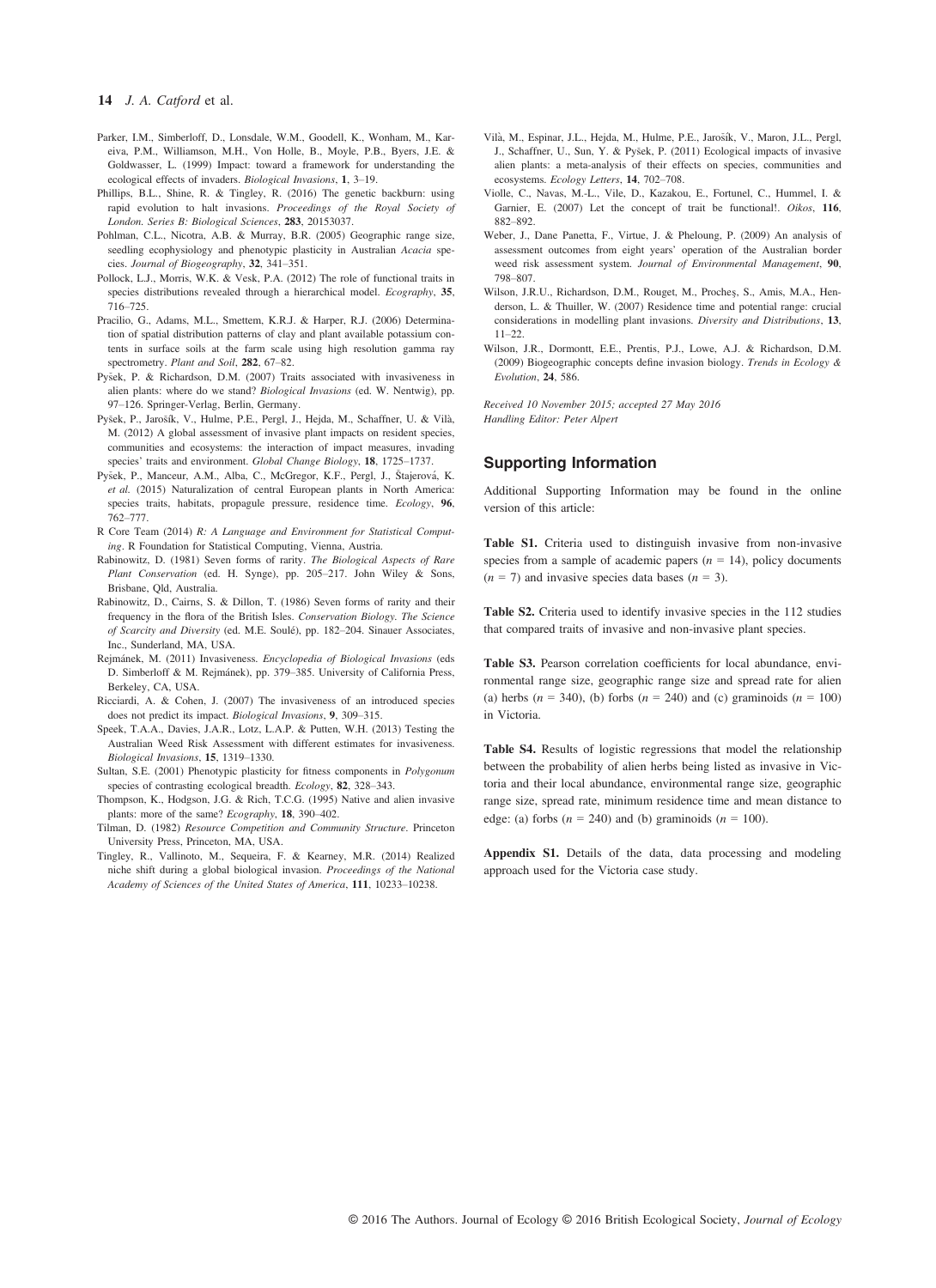Parker, I.M., Simberloff, D., Lonsdale, W.M., Goodell, K., Wonham, M., Kareiva, P.M., Williamson, M.H., Von Holle, B., Moyle, P.B., Byers, J.E. & Goldwasser, L. (1999) Impact: toward a framework for understanding the ecological effects of invaders. *Biological Invasions*, **1**, 3–19.

Phillips, B.L., Shine, R. & Tingley, R. (2016) The genetic backburn: using rapid evolution to halt invasions. *Proceedings of the Royal Society of London. Series B: Biological Sciences*, **283**, 20153037.

Pohlman, C.L., Nicotra, A.B. & Murray, B.R. (2005) Geographic range size, seedling ecophysiology and phenotypic plasticity in Australian *Acacia* species. *Journal of Biogeography*, **32**, 341–351.

Pollock, L.J., Morris, W.K. & Vesk, P.A. (2012) The role of functional traits in species distributions revealed through a hierarchical model. *Ecography*, **35**, 716–725.

Pracilio, G., Adams, M.L., Smettem, K.R.J. & Harper, R.J. (2006) Determination of spatial distribution patterns of clay and plant available potassium contents in surface soils at the farm scale using high resolution gamma ray spectrometry. *Plant and Soil*, **282**, 67–82.

Pyšek, P. & Richardson, D.M. (2007) Traits associated with invasiveness in alien plants: where do we stand? *Biological Invasions* (ed. W. Nentwig), pp. 97–126. Springer-Verlag, Berlin, Germany.

Pyšek, P., Jarošík, V., Hulme, P.E., Pergl, J., Hejda, M., Schaffner, U. & Vilà, M. (2012) A global assessment of invasive plant impacts on resident species, communities and ecosystems: the interaction of impact measures, invading species' traits and environment. *Global Change Biology*, **18**, 1725–1737.

Pyšek, P., Manceur, A.M., Alba, C., McGregor, K.F., Pergl, J., Štajerová, K. *et al.* (2015) Naturalization of central European plants in North America: species traits, habitats, propagule pressure, residence time. *Ecology*, **96**, 762–777.

R Core Team (2014) *R: A Language and Environment for Statistical Computing*. R Foundation for Statistical Computing, Vienna, Austria.

Rabinowitz, D. (1981) Seven forms of rarity. *The Biological Aspects of Rare Plant Conservation* (ed. H. Synge), pp. 205–217. John Wiley & Sons, Brisbane, Qld, Australia.

Rabinowitz, D., Cairns, S. & Dillon, T. (1986) Seven forms of rarity and their frequency in the flora of the British Isles. *Conservation Biology. The Science of Scarcity and Diversity* (ed. M.E. Soulé), pp. 182–204. Sinauer Associates, Inc., Sunderland, MA, USA.

Rejmánek, M. (2011) Invasiveness. *Encyclopedia of Biological Invasions* (eds D. Simberloff & M. Rejmánek), pp. 379–385. University of California Press, Berkeley, CA, USA.

Ricciardi, A. & Cohen, J. (2007) The invasiveness of an introduced species does not predict its impact. *Biological Invasions*, **9**, 309–315.

Speek, T.A.A., Davies, J.A.R., Lotz, L.A.P. & Putten, W.H. (2013) Testing the Australian Weed Risk Assessment with different estimates for invasiveness. *Biological Invasions*, **15**, 1319–1330.

Sultan, S.E. (2001) Phenotypic plasticity for fitness components in *Polygonum* species of contrasting ecological breadth. *Ecology*, **82**, 328–343.

Thompson, K., Hodgson, J.G. & Rich, T.C.G. (1995) Native and alien invasive plants: more of the same? *Ecography*, **18**, 390–402.

Tilman, D. (1982) *Resource Competition and Community Structure*. Princeton University Press, Princeton, MA, USA.

Tingley, R., Vallinoto, M., Sequeira, F. & Kearney, M.R. (2014) Realized niche shift during a global biological invasion. *Proceedings of the National Academy of Sciences of the United States of America*, **111**, 10233–10238.

Vilà, M., Espinar, J.L., Hejda, M., Hulme, P.E., Jarošík, V., Maron, J.L., Pergl, J., Schaffner, U., Sun, Y. & Pyšek, P. (2011) Ecological impacts of invasive alien plants: a meta-analysis of their effects on species, communities and ecosystems. *Ecology Letters*, **14**, 702–708.

Violle, C., Navas, M.-L., Vile, D., Kazakou, E., Fortunel, C., Hummel, I. & Garnier, E. (2007) Let the concept of trait be functional!. *Oikos*, **116**, 882–892.

Weber, J., Dane Panetta, F., Virtue, J. & Pheloung, P. (2009) An analysis of assessment outcomes from eight years' operation of the Australian border weed risk assessment system. *Journal of Environmental Management*, **90**, 798–807.

Wilson, J.R.U., Richardson, D.M., Rouget, M., Procheş, S., Amis, M.A., Henderson, L. & Thuiller, W. (2007) Residence time and potential range: crucial considerations in modelling plant invasions. *Diversity and Distributions*, **13**, 11–22.

Wilson, J.R., Dormontt, E.E., Prentis, P.J., Lowe, A.J. & Richardson, D.M. (2009) Biogeographic concepts define invasion biology. *Trends in Ecology & Evolution*, **24**, 586.

*Received 10 November 2015; accepted 27 May 2016*
*Handling Editor: Peter Alpert*

## Supporting Information

Additional Supporting Information may be found in the online version of this article:

**Table S1.** Criteria used to distinguish invasive from non-invasive species from a sample of academic papers ($n$ = 14), policy documents ($n$ = 7) and invasive species data bases ($n$ = 3).

**Table S2.** Criteria used to identify invasive species in the 112 studies that compared traits of invasive and non-invasive plant species.

**Table S3.** Pearson correlation coefficients for local abundance, environmental range size, geographic range size and spread rate for alien (a) herbs ($n$ = 340), (b) forbs ($n$ = 240) and (c) graminoids ($n$ = 100) in Victoria.

**Table S4.** Results of logistic regressions that model the relationship between the probability of alien herbs being listed as invasive in Victoria and their local abundance, environmental range size, geographic range size, spread rate, minimum residence time and mean distance to edge: (a) forbs ($n$ = 240) and (b) graminoids ($n$ = 100).

**Appendix S1.** Details of the data, data processing and modeling approach used for the Victoria case study.